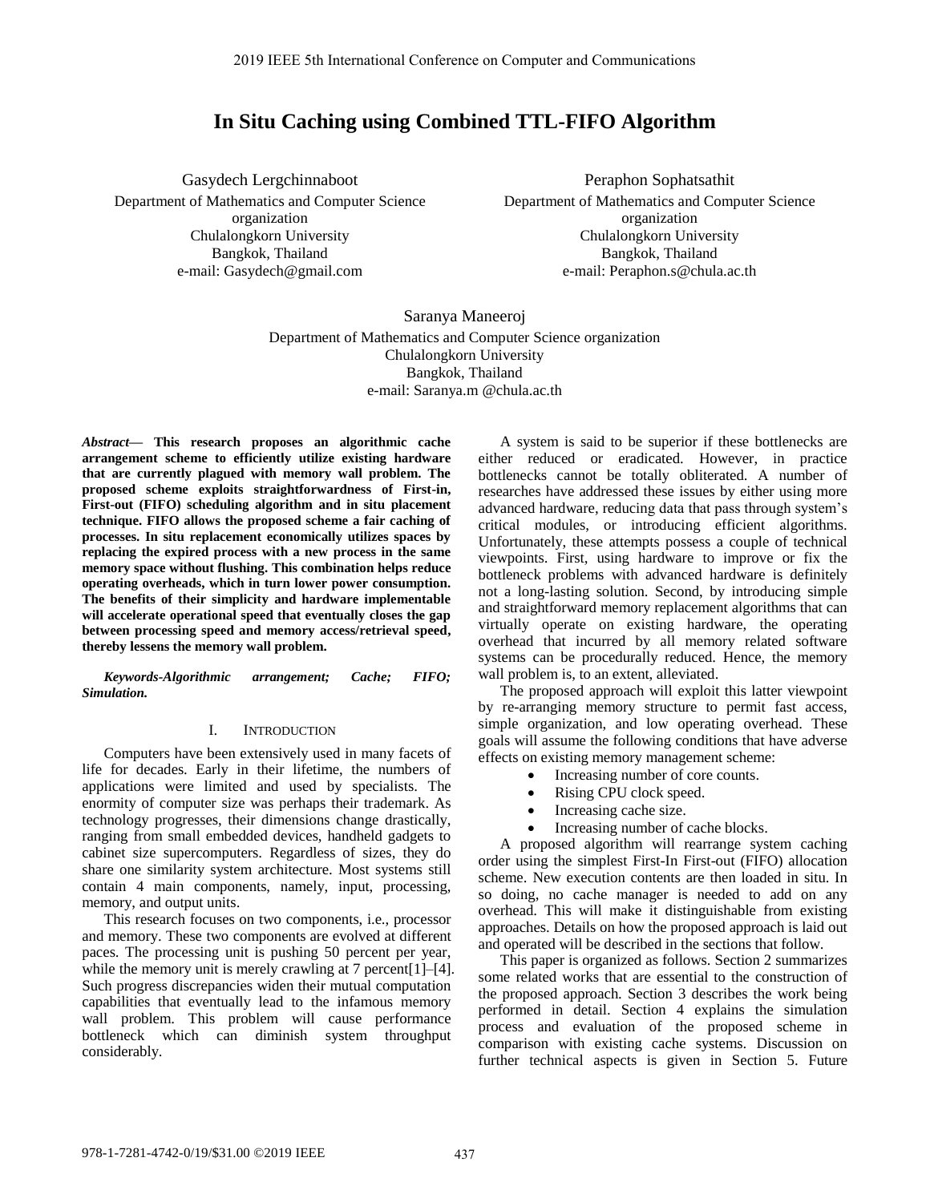# In Situ Caching using Combined TTL-FIFO Algorithm

Gasydech Lergchinnaboot
Department of Mathematics and Computer Science organization
Chulalongkorn University
Bangkok, Thailand
e-mail: Gasydech@gmail.com

Peraphon Sophatsathit
Department of Mathematics and Computer Science organization
Chulalongkorn University
Bangkok, Thailand
e-mail: Peraphon.s@chula.ac.th

Saranya Maneeroj
Department of Mathematics and Computer Science organization
Chulalongkorn University
Bangkok, Thailand
e-mail: Saranya.m @chula.ac.th

***Abstract*— This research proposes an algorithmic cache arrangement scheme to efficiently utilize existing hardware that are currently plagued with memory wall problem. The proposed scheme exploits straightforwardness of First-in, First-out (FIFO) scheduling algorithm and in situ placement technique. FIFO allows the proposed scheme a fair caching of processes. In situ replacement economically utilizes spaces by replacing the expired process with a new process in the same memory space without flushing. This combination helps reduce operating overheads, which in turn lower power consumption. The benefits of their simplicity and hardware implementable will accelerate operational speed that eventually closes the gap between processing speed and memory access/retrieval speed, thereby lessens the memory wall problem.**

***Keywords-Algorithmic arrangement; Cache; FIFO; Simulation.***

## I. Introduction

Computers have been extensively used in many facets of life for decades. Early in their lifetime, the numbers of applications were limited and used by specialists. The enormity of computer size was perhaps their trademark. As technology progresses, their dimensions change drastically, ranging from small embedded devices, handheld gadgets to cabinet size supercomputers. Regardless of sizes, they do share one similarity system architecture. Most systems still contain 4 main components, namely, input, processing, memory, and output units.

This research focuses on two components, i.e., processor and memory. These two components are evolved at different paces. The processing unit is pushing 50 percent per year, while the memory unit is merely crawling at 7 percent[1]–[4]. Such progress discrepancies widen their mutual computation capabilities that eventually lead to the infamous memory wall problem. This problem will cause performance bottleneck which can diminish system throughput considerably.

A system is said to be superior if these bottlenecks are either reduced or eradicated. However, in practice bottlenecks cannot be totally obliterated. A number of researches have addressed these issues by either using more advanced hardware, reducing data that pass through system's critical modules, or introducing efficient algorithms. Unfortunately, these attempts possess a couple of technical viewpoints. First, using hardware to improve or fix the bottleneck problems with advanced hardware is definitely not a long-lasting solution. Second, by introducing simple and straightforward memory replacement algorithms that can virtually operate on existing hardware, the operating overhead that incurred by all memory related software systems can be procedurally reduced. Hence, the memory wall problem is, to an extent, alleviated.

The proposed approach will exploit this latter viewpoint by re-arranging memory structure to permit fast access, simple organization, and low operating overhead. These goals will assume the following conditions that have adverse effects on existing memory management scheme:

- Increasing number of core counts.
- Rising CPU clock speed.
- Increasing cache size.
- Increasing number of cache blocks.

A proposed algorithm will rearrange system caching order using the simplest First-In First-out (FIFO) allocation scheme. New execution contents are then loaded in situ. In so doing, no cache manager is needed to add on any overhead. This will make it distinguishable from existing approaches. Details on how the proposed approach is laid out and operated will be described in the sections that follow.

This paper is organized as follows. Section 2 summarizes some related works that are essential to the construction of the proposed approach. Section 3 describes the work being performed in detail. Section 4 explains the simulation process and evaluation of the proposed scheme in comparison with existing cache systems. Discussion on further technical aspects is given in Section 5. Future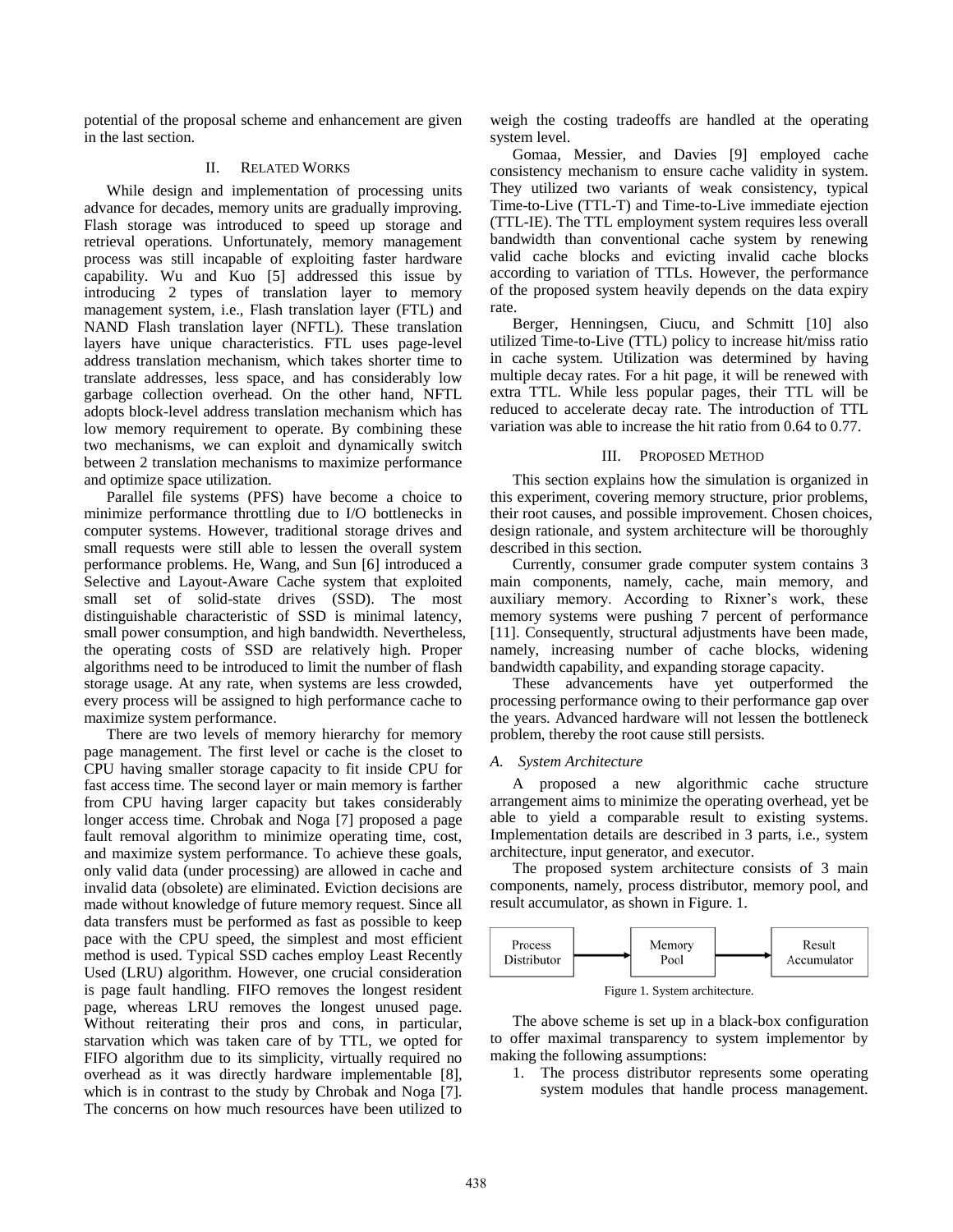potential of the proposal scheme and enhancement are given in the last section.

## II. Related Works

While design and implementation of processing units advance for decades, memory units are gradually improving. Flash storage was introduced to speed up storage and retrieval operations. Unfortunately, memory management process was still incapable of exploiting faster hardware capability. Wu and Kuo [5] addressed this issue by introducing 2 types of translation layer to memory management system, i.e., Flash translation layer (FTL) and NAND Flash translation layer (NFTL). These translation layers have unique characteristics. FTL uses page-level address translation mechanism, which takes shorter time to translate addresses, less space, and has considerably low garbage collection overhead. On the other hand, NFTL adopts block-level address translation mechanism which has low memory requirement to operate. By combining these two mechanisms, we can exploit and dynamically switch between 2 translation mechanisms to maximize performance and optimize space utilization.

Parallel file systems (PFS) have become a choice to minimize performance throttling due to I/O bottlenecks in computer systems. However, traditional storage drives and small requests were still able to lessen the overall system performance problems. He, Wang, and Sun [6] introduced a Selective and Layout-Aware Cache system that exploited small set of solid-state drives (SSD). The most distinguishable characteristic of SSD is minimal latency, small power consumption, and high bandwidth. Nevertheless, the operating costs of SSD are relatively high. Proper algorithms need to be introduced to limit the number of flash storage usage. At any rate, when systems are less crowded, every process will be assigned to high performance cache to maximize system performance.

There are two levels of memory hierarchy for memory page management. The first level or cache is the closet to CPU having smaller storage capacity to fit inside CPU for fast access time. The second layer or main memory is farther from CPU having larger capacity but takes considerably longer access time. Chrobak and Noga [7] proposed a page fault removal algorithm to minimize operating time, cost, and maximize system performance. To achieve these goals, only valid data (under processing) are allowed in cache and invalid data (obsolete) are eliminated. Eviction decisions are made without knowledge of future memory request. Since all data transfers must be performed as fast as possible to keep pace with the CPU speed, the simplest and most efficient method is used. Typical SSD caches employ Least Recently Used (LRU) algorithm. However, one crucial consideration is page fault handling. FIFO removes the longest resident page, whereas LRU removes the longest unused page. Without reiterating their pros and cons, in particular, starvation which was taken care of by TTL, we opted for FIFO algorithm due to its simplicity, virtually required no overhead as it was directly hardware implementable [8], which is in contrast to the study by Chrobak and Noga [7]. The concerns on how much resources have been utilized to weigh the costing tradeoffs are handled at the operating system level.

Gomaa, Messier, and Davies [9] employed cache consistency mechanism to ensure cache validity in system. They utilized two variants of weak consistency, typical Time-to-Live (TTL-T) and Time-to-Live immediate ejection (TTL-IE). The TTL employment system requires less overall bandwidth than conventional cache system by renewing valid cache blocks and evicting invalid cache blocks according to variation of TTLs. However, the performance of the proposed system heavily depends on the data expiry rate.

Berger, Henningsen, Ciucu, and Schmitt [10] also utilized Time-to-Live (TTL) policy to increase hit/miss ratio in cache system. Utilization was determined by having multiple decay rates. For a hit page, it will be renewed with extra TTL. While less popular pages, their TTL will be reduced to accelerate decay rate. The introduction of TTL variation was able to increase the hit ratio from 0.64 to 0.77.

## III. Proposed Method

This section explains how the simulation is organized in this experiment, covering memory structure, prior problems, their root causes, and possible improvement. Chosen choices, design rationale, and system architecture will be thoroughly described in this section.

Currently, consumer grade computer system contains 3 main components, namely, cache, main memory, and auxiliary memory. According to Rixner's work, these memory systems were pushing 7 percent of performance [11]. Consequently, structural adjustments have been made, namely, increasing number of cache blocks, widening bandwidth capability, and expanding storage capacity.

These advancements have yet outperformed the processing performance owing to their performance gap over the years. Advanced hardware will not lessen the bottleneck problem, thereby the root cause still persists.

### *A. System Architecture*

A proposed a new algorithmic cache structure arrangement aims to minimize the operating overhead, yet be able to yield a comparable result to existing systems. Implementation details are described in 3 parts, i.e., system architecture, input generator, and executor.

The proposed system architecture consists of 3 main components, namely, process distributor, memory pool, and result accumulator, as shown in Figure. 1.

Process Distributor → Memory Pool → Result Accumulator

Figure 1. System architecture.

The above scheme is set up in a black-box configuration to offer maximal transparency to system implementor by making the following assumptions:

1. The process distributor represents some operating system modules that handle process management.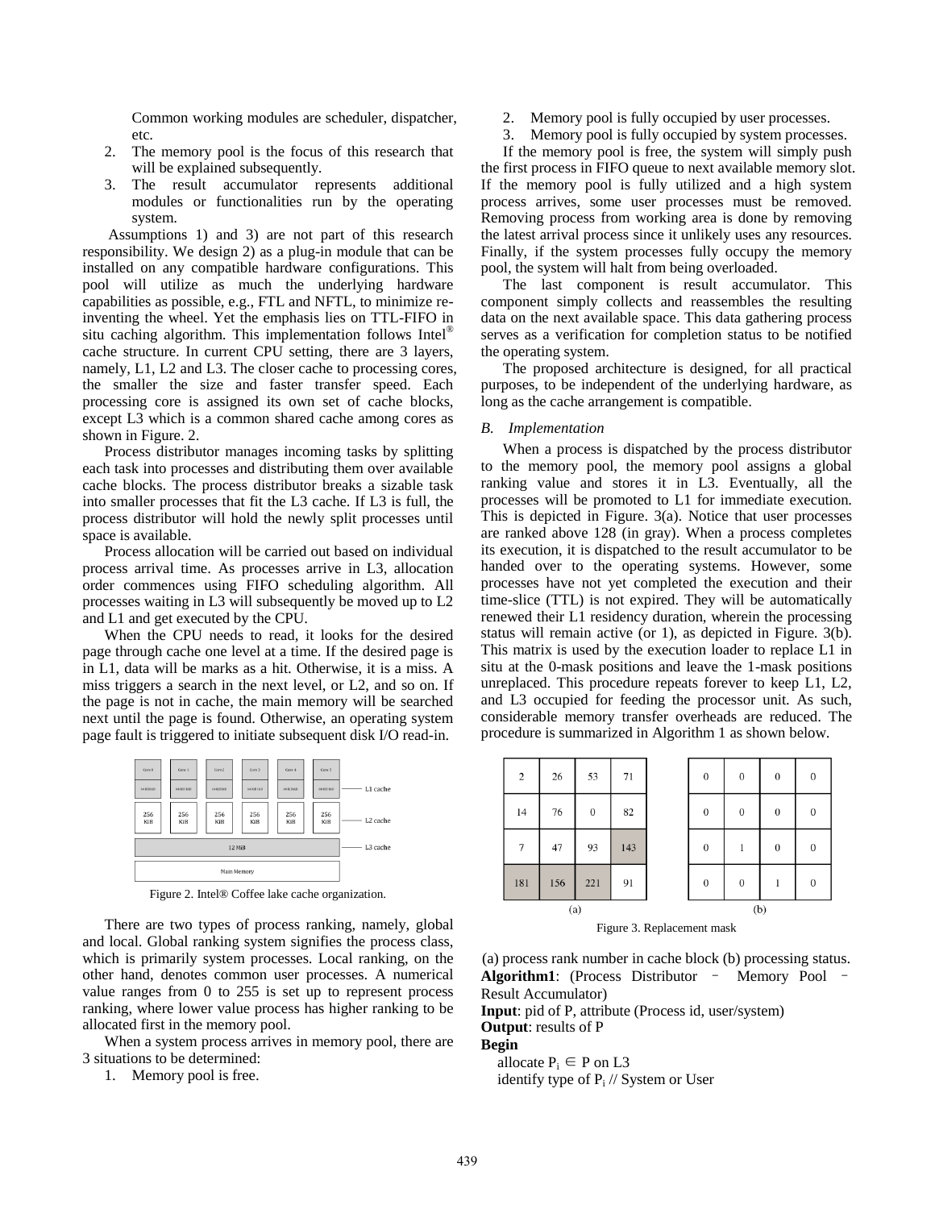Common working modules are scheduler, dispatcher, etc.

2. The memory pool is the focus of this research that will be explained subsequently.
3. The result accumulator represents additional modules or functionalities run by the operating system.

Assumptions 1) and 3) are not part of this research responsibility. We design 2) as a plug-in module that can be installed on any compatible hardware configurations. This pool will utilize as much the underlying hardware capabilities as possible, e.g., FTL and NFTL, to minimize re-inventing the wheel. Yet the emphasis lies on TTL-FIFO in situ caching algorithm. This implementation follows Intel® cache structure. In current CPU setting, there are 3 layers, namely, L1, L2 and L3. The closer cache to processing cores, the smaller the size and faster transfer speed. Each processing core is assigned its own set of cache blocks, except L3 which is a common shared cache among cores as shown in Figure. 2.

Process distributor manages incoming tasks by splitting each task into processes and distributing them over available cache blocks. The process distributor breaks a sizable task into smaller processes that fit the L3 cache. If L3 is full, the process distributor will hold the newly split processes until space is available.

Process allocation will be carried out based on individual process arrival time. As processes arrive in L3, allocation order commences using FIFO scheduling algorithm. All processes waiting in L3 will subsequently be moved up to L2 and L1 and get executed by the CPU.

When the CPU needs to read, it looks for the desired page through cache one level at a time. If the desired page is in L1, data will be marks as a hit. Otherwise, it is a miss. A miss triggers a search in the next level, or L2, and so on. If the page is not in cache, the main memory will be searched next until the page is found. Otherwise, an operating system page fault is triggered to initiate subsequent disk I/O read-in.

| Core 0 | Core 1 | Core 2 | Core 3 | Core 4 | Core 5 | |
|---|---|---|---|---|---|---|
| 64 KiB | 64 KiB | 64 KiB | 64 KiB | 64 KiB | 64 KiB | L1 cache |
| 256 KiB | 256 KiB | 256 KiB | 256 KiB | 256 KiB | 256 KiB | L2 cache |
| 12 MiB | | | | | | L3 cache |
| Main Memory | | | | | | |

Figure 2. Intel® Coffee lake cache organization.

There are two types of process ranking, namely, global and local. Global ranking system signifies the process class, which is primarily system processes. Local ranking, on the other hand, denotes common user processes. A numerical value ranges from 0 to 255 is set up to represent process ranking, where lower value process has higher ranking to be allocated first in the memory pool.

When a system process arrives in memory pool, there are 3 situations to be determined:

1. Memory pool is free.
2. Memory pool is fully occupied by user processes.
3. Memory pool is fully occupied by system processes.

If the memory pool is free, the system will simply push the first process in FIFO queue to next available memory slot. If the memory pool is fully utilized and a high system process arrives, some user processes must be removed. Removing process from working area is done by removing the latest arrival process since it unlikely uses any resources. Finally, if the system processes fully occupy the memory pool, the system will halt from being overloaded.

The last component is result accumulator. This component simply collects and reassembles the resulting data on the next available space. This data gathering process serves as a verification for completion status to be notified the operating system.

The proposed architecture is designed, for all practical purposes, to be independent of the underlying hardware, as long as the cache arrangement is compatible.

### B. Implementation

When a process is dispatched by the process distributor to the memory pool, the memory pool assigns a global ranking value and stores it in L3. Eventually, all the processes will be promoted to L1 for immediate execution. This is depicted in Figure. 3(a). Notice that user processes are ranked above 128 (in gray). When a process completes its execution, it is dispatched to the result accumulator to be handed over to the operating systems. However, some processes have not yet completed the execution and their time-slice (TTL) is not expired. They will be automatically renewed their L1 residency duration, wherein the processing status will remain active (or 1), as depicted in Figure. 3(b). This matrix is used by the execution loader to replace L1 in situ at the 0-mask positions and leave the 1-mask positions unreplaced. This procedure repeats forever to keep L1, L2, and L3 occupied for feeding the processor unit. As such, considerable memory transfer overheads are reduced. The procedure is summarized in Algorithm 1 as shown below.

(a)

| | | | |
|---|---|---|---|
| 2 | 26 | 53 | 71 |
| 14 | 76 | 0 | 82 |
| 7 | 47 | 93 | 143 |
| 181 | 156 | 221 | 91 |

(b)

| | | | |
|---|---|---|---|
| 0 | 0 | 0 | 0 |
| 0 | 0 | 0 | 0 |
| 0 | 1 | 0 | 0 |
| 0 | 0 | 1 | 0 |

Figure 3. Replacement mask

(a) process rank number in cache block (b) processing status.

**Algorithm1**: (Process Distributor – Memory Pool – Result Accumulator)

**Input**: pid of P, attribute (Process id, user/system)

**Output**: results of P

**Begin**

allocate $P_i \in P$ on L3

identify type of $P_i$ // System or User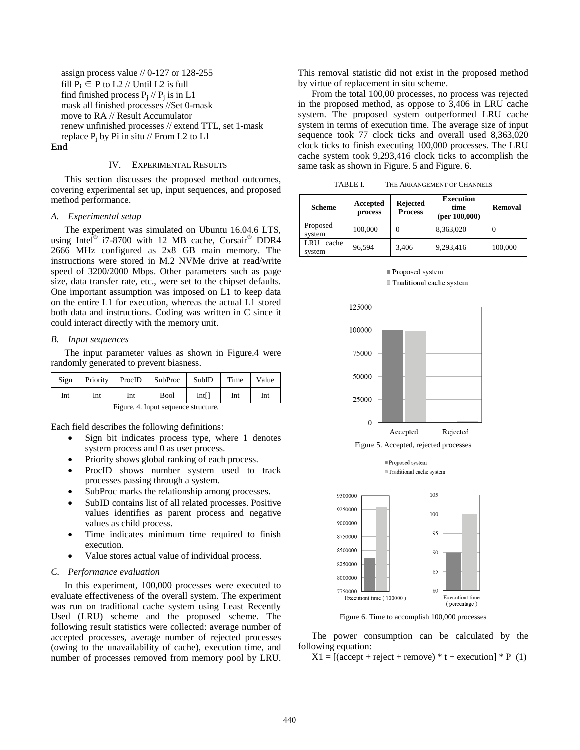assign process value // 0-127 or 128-255
fill $P_i \in P$ to L2 // Until L2 is full
find finished process $P_j$ // $P_j$ is in L1
mask all finished processes //Set 0-mask
move to RA // Result Accumulator
renew unfinished processes // extend TTL, set 1-mask
replace $P_j$ by Pi in situ // From L2 to L1
**End**

## IV. Experimental Results

This section discusses the proposed method outcomes, covering experimental set up, input sequences, and proposed method performance.

### *A. Experimental setup*

The experiment was simulated on Ubuntu 16.04.6 LTS, using Intel® i7-8700 with 12 MB cache, Corsair® DDR4 2666 MHz configured as 2x8 GB main memory. The instructions were stored in M.2 NVMe drive at read/write speed of 3200/2000 Mbps. Other parameters such as page size, data transfer rate, etc., were set to the chipset defaults. One important assumption was imposed on L1 to keep data on the entire L1 for execution, whereas the actual L1 stored both data and instructions. Coding was written in C since it could interact directly with the memory unit.

### *B. Input sequences*

The input parameter values as shown in Figure.4 were randomly generated to prevent biasness.

| Sign | Priority | ProcID | SubProc | SubID | Time | Value |
|---|---|---|---|---|---|---|
| Int | Int | Int | Bool | Int[] | Int | Int |

Figure. 4. Input sequence structure.

Each field describes the following definitions:

- Sign bit indicates process type, where 1 denotes system process and 0 as user process.
- Priority shows global ranking of each process.
- ProcID shows number system used to track processes passing through a system.
- SubProc marks the relationship among processes.
- SubID contains list of all related processes. Positive values identifies as parent process and negative values as child process.
- Time indicates minimum time required to finish execution.
- Value stores actual value of individual process.

### *C. Performance evaluation*

In this experiment, 100,000 processes were executed to evaluate effectiveness of the overall system. The experiment was run on traditional cache system using Least Recently Used (LRU) scheme and the proposed scheme. The following result statistics were collected: average number of accepted processes, average number of rejected processes (owing to the unavailability of cache), execution time, and number of processes removed from memory pool by LRU. This removal statistic did not exist in the proposed method by virtue of replacement in situ scheme.

From the total 100,00 processes, no process was rejected in the proposed method, as oppose to 3,406 in LRU cache system. The proposed system outperformed LRU cache system in terms of execution time. The average size of input sequence took 77 clock ticks and overall used 8,363,020 clock ticks to finish executing 100,000 processes. The LRU cache system took 9,293,416 clock ticks to accomplish the same task as shown in Figure. 5 and Figure. 6.

TABLE I. The Arrangement of Channels

| Scheme | Accepted process | Rejected Process | Execution time (per 100,000) | Removal |
|---|---|---|---|---|
| Proposed system | 100,000 | 0 | 8,363,020 | 0 |
| LRU cache system | 96,594 | 3,406 | 9,293,416 | 100,000 |

Figure 5. Accepted, rejected processes

Figure 6. Time to accomplish 100,000 processes

The power consumption can be calculated by the following equation:

$$X1 = [(accept + reject + remove) * t + execution] * P \quad (1)$$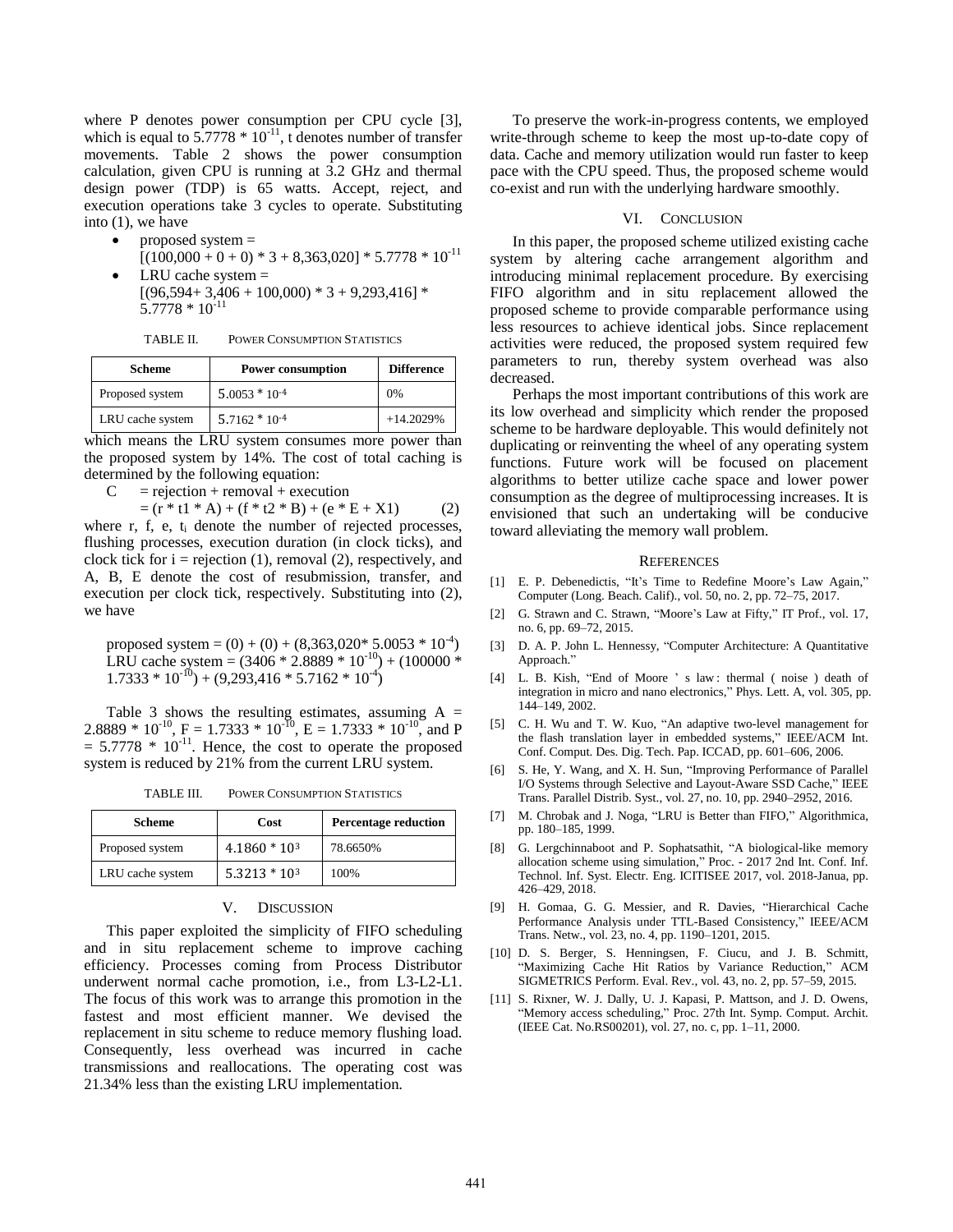where P denotes power consumption per CPU cycle [3], which is equal to $5.7778 * 10^{-11}$, t denotes number of transfer movements. Table 2 shows the power consumption calculation, given CPU is running at 3.2 GHz and thermal design power (TDP) is 65 watts. Accept, reject, and execution operations take 3 cycles to operate. Substituting into (1), we have

- proposed system = $[(100{,}000 + 0 + 0) * 3 + 8{,}363{,}020] * 5.7778 * 10^{-11}$
- LRU cache system = $[(96{,}594 + 3{,}406 + 100{,}000) * 3 + 9{,}293{,}416] * 5.7778 * 10^{-11}$

TABLE II. POWER CONSUMPTION STATISTICS

| Scheme | Power consumption | Difference |
|---|---|---|
| Proposed system | $5.0053 * 10^{-4}$ | 0% |
| LRU cache system | $5.7162 * 10^{-4}$ | +14.2029% |

which means the LRU system consumes more power than the proposed system by 14%. The cost of total caching is determined by the following equation:

$$C = \text{rejection} + \text{removal} + \text{execution}$$
$$= (r * t1 * A) + (f * t2 * B) + (e * E + X1) \quad (2)$$

where r, f, e, $t_i$ denote the number of rejected processes, flushing processes, execution duration (in clock ticks), and clock tick for i = rejection (1), removal (2), respectively, and A, B, E denote the cost of resubmission, transfer, and execution per clock tick, respectively. Substituting into (2), we have

proposed system = $(0) + (0) + (8{,}363{,}020 * 5.0053 * 10^{-4})$
LRU cache system = $(3406 * 2.8889 * 10^{-10}) + (100000 * 1.7333 * 10^{-10}) + (9{,}293{,}416 * 5.7162 * 10^{-4})$

Table 3 shows the resulting estimates, assuming $A = 2.8889 * 10^{-10}$, $F = 1.7333 * 10^{-10}$, $E = 1.7333 * 10^{-10}$, and $P = 5.7778 * 10^{-11}$. Hence, the cost to operate the proposed system is reduced by 21% from the current LRU system.

TABLE III. POWER CONSUMPTION STATISTICS

| Scheme | Cost | Percentage reduction |
|---|---|---|
| Proposed system | $4.1860 * 10^{3}$ | 78.6650% |
| LRU cache system | $5.3213 * 10^{3}$ | 100% |

## V. DISCUSSION

This paper exploited the simplicity of FIFO scheduling and in situ replacement scheme to improve caching efficiency. Processes coming from Process Distributor underwent normal cache promotion, i.e., from L3-L2-L1. The focus of this work was to arrange this promotion in the fastest and most efficient manner. We devised the replacement in situ scheme to reduce memory flushing load. Consequently, less overhead was incurred in cache transmissions and reallocations. The operating cost was 21.34% less than the existing LRU implementation.

To preserve the work-in-progress contents, we employed write-through scheme to keep the most up-to-date copy of data. Cache and memory utilization would run faster to keep pace with the CPU speed. Thus, the proposed scheme would co-exist and run with the underlying hardware smoothly.

## VI. CONCLUSION

In this paper, the proposed scheme utilized existing cache system by altering cache arrangement algorithm and introducing minimal replacement procedure. By exercising FIFO algorithm and in situ replacement allowed the proposed scheme to provide comparable performance using less resources to achieve identical jobs. Since replacement activities were reduced, the proposed system required few parameters to run, thereby system overhead was also decreased.

Perhaps the most important contributions of this work are its low overhead and simplicity which render the proposed scheme to be hardware deployable. This would definitely not duplicating or reinventing the wheel of any operating system functions. Future work will be focused on placement algorithms to better utilize cache space and lower power consumption as the degree of multiprocessing increases. It is envisioned that such an undertaking will be conducive toward alleviating the memory wall problem.

## REFERENCES

[1] E. P. Debenedictis, "It's Time to Redefine Moore's Law Again," Computer (Long. Beach. Calif)., vol. 50, no. 2, pp. 72–75, 2017.

[2] G. Strawn and C. Strawn, "Moore's Law at Fifty," IT Prof., vol. 17, no. 6, pp. 69–72, 2015.

[3] D. A. P. John L. Hennessy, "Computer Architecture: A Quantitative Approach."

[4] L. B. Kish, "End of Moore ' s law : thermal ( noise ) death of integration in micro and nano electronics," Phys. Lett. A, vol. 305, pp. 144–149, 2002.

[5] C. H. Wu and T. W. Kuo, "An adaptive two-level management for the flash translation layer in embedded systems," IEEE/ACM Int. Conf. Comput. Des. Dig. Tech. Pap. ICCAD, pp. 601–606, 2006.

[6] S. He, Y. Wang, and X. H. Sun, "Improving Performance of Parallel I/O Systems through Selective and Layout-Aware SSD Cache," IEEE Trans. Parallel Distrib. Syst., vol. 27, no. 10, pp. 2940–2952, 2016.

[7] M. Chrobak and J. Noga, "LRU is Better than FIFO," Algorithmica, pp. 180–185, 1999.

[8] G. Lergchinnaboot and P. Sophatsathit, "A biological-like memory allocation scheme using simulation," Proc. - 2017 2nd Int. Conf. Inf. Technol. Inf. Syst. Electr. Eng. ICITISEE 2017, vol. 2018-Janua, pp. 426–429, 2018.

[9] H. Gomaa, G. G. Messier, and R. Davies, "Hierarchical Cache Performance Analysis under TTL-Based Consistency," IEEE/ACM Trans. Netw., vol. 23, no. 4, pp. 1190–1201, 2015.

[10] D. S. Berger, S. Henningsen, F. Ciucu, and J. B. Schmitt, "Maximizing Cache Hit Ratios by Variance Reduction," ACM SIGMETRICS Perform. Eval. Rev., vol. 43, no. 2, pp. 57–59, 2015.

[11] S. Rixner, W. J. Dally, U. J. Kapasi, P. Mattson, and J. D. Owens, "Memory access scheduling," Proc. 27th Int. Symp. Comput. Archit. (IEEE Cat. No.RS00201), vol. 27, no. c, pp. 1–11, 2000.